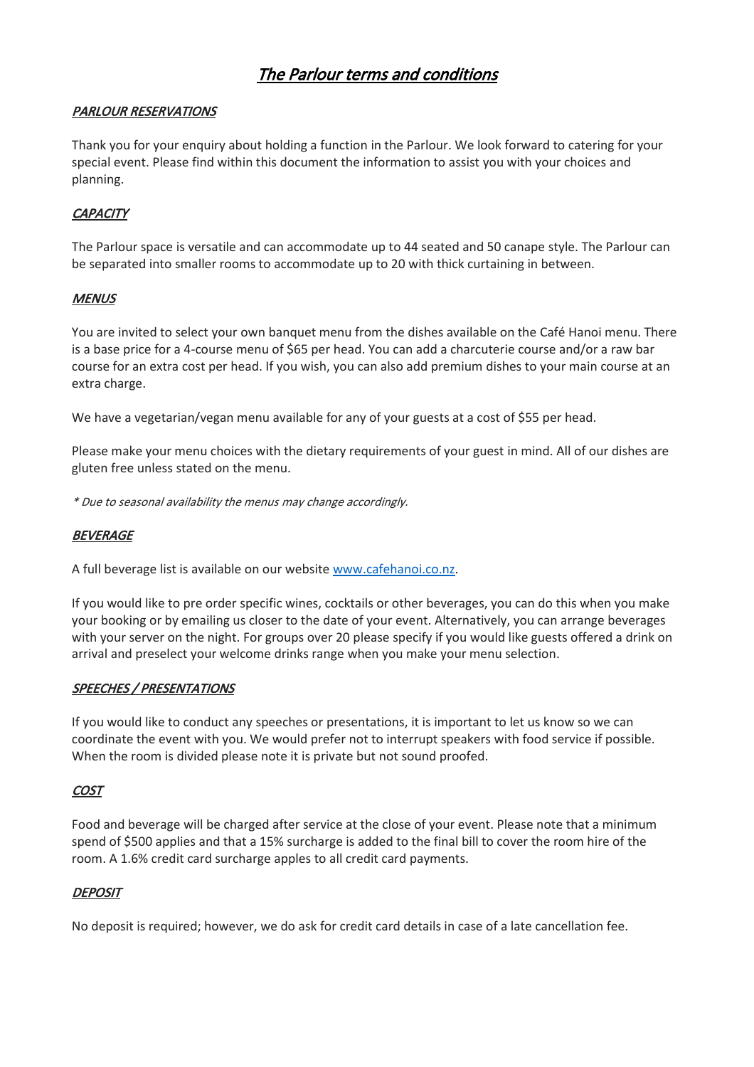# *The Parlour terms and conditions*

## *PARLOUR RESERVATIONS*

Thank you for your enquiry about holding a function in the Parlour. We look forward to catering for your special event. Please find within this document the information to assist you with your choices and planning.

## *CAPACITY*

The Parlour space is versatile and can accommodate up to 44 seated and 50 canape style. The Parlour can be separated into smaller rooms to accommodate up to 20 with thick curtaining in between.

## *MENUS*

You are invited to select your own banquet menu from the dishes available on the Café Hanoi menu. There is a base price for a 4-course menu of $65 per head. You can add a charcuterie course and/or a raw bar course for an extra cost per head. If you wish, you can also add premium dishes to your main course at an extra charge.

We have a vegetarian/vegan menu available for any of your guests at a cost of $55 per head.

Please make your menu choices with the dietary requirements of your guest in mind. All of our dishes are gluten free unless stated on the menu.

*\* Due to seasonal availability the menus may change accordingly.*

## *BEVERAGE*

A full beverage list is available on our website [www.cafehanoi.co.nz](http://www.cafehanoi.co.nz).

If you would like to pre order specific wines, cocktails or other beverages, you can do this when you make your booking or by emailing us closer to the date of your event. Alternatively, you can arrange beverages with your server on the night. For groups over 20 please specify if you would like guests offered a drink on arrival and preselect your welcome drinks range when you make your menu selection.

## *SPEECHES / PRESENTATIONS*

If you would like to conduct any speeches or presentations, it is important to let us know so we can coordinate the event with you. We would prefer not to interrupt speakers with food service if possible. When the room is divided please note it is private but not sound proofed.

## *COST*

Food and beverage will be charged after service at the close of your event. Please note that a minimum spend of $500 applies and that a 15% surcharge is added to the final bill to cover the room hire of the room. A 1.6% credit card surcharge apples to all credit card payments.

## *DEPOSIT*

No deposit is required; however, we do ask for credit card details in case of a late cancellation fee.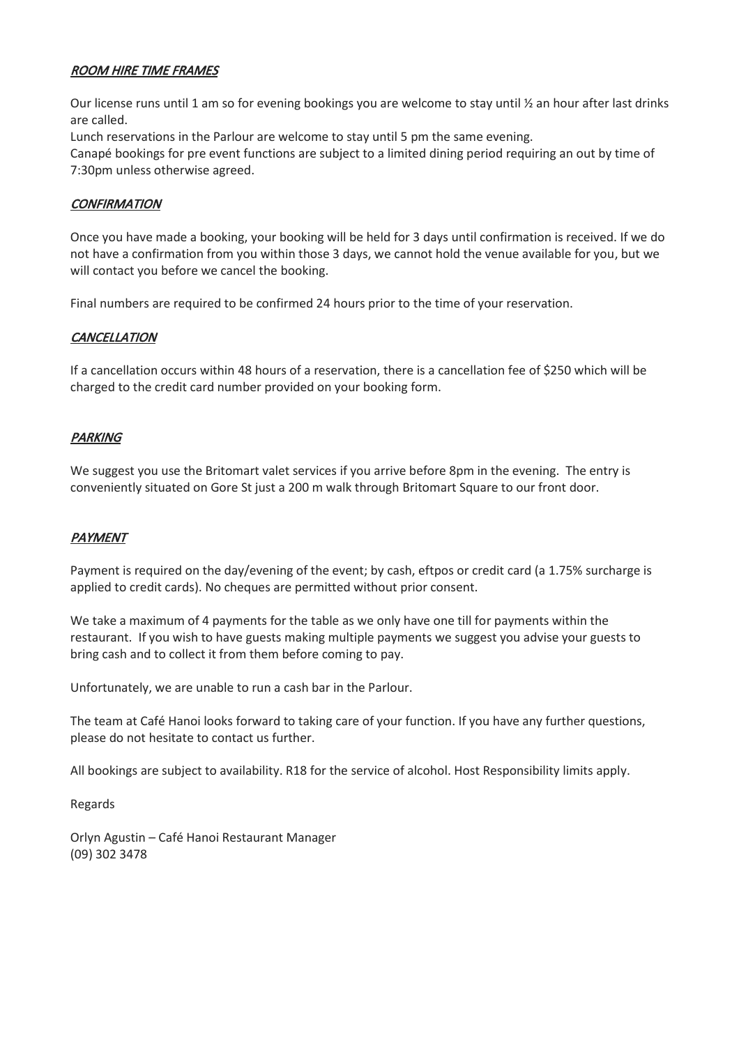## *ROOM HIRE TIME FRAMES*

Our license runs until 1 am so for evening bookings you are welcome to stay until ½ an hour after last drinks are called.
Lunch reservations in the Parlour are welcome to stay until 5 pm the same evening.
Canapé bookings for pre event functions are subject to a limited dining period requiring an out by time of 7:30pm unless otherwise agreed.

## *CONFIRMATION*

Once you have made a booking, your booking will be held for 3 days until confirmation is received. If we do not have a confirmation from you within those 3 days, we cannot hold the venue available for you, but we will contact you before we cancel the booking.

Final numbers are required to be confirmed 24 hours prior to the time of your reservation.

## *CANCELLATION*

If a cancellation occurs within 48 hours of a reservation, there is a cancellation fee of $250 which will be charged to the credit card number provided on your booking form.

## *PARKING*

We suggest you use the Britomart valet services if you arrive before 8pm in the evening. The entry is conveniently situated on Gore St just a 200 m walk through Britomart Square to our front door.

## *PAYMENT*

Payment is required on the day/evening of the event; by cash, eftpos or credit card (a 1.75% surcharge is applied to credit cards). No cheques are permitted without prior consent.

We take a maximum of 4 payments for the table as we only have one till for payments within the restaurant. If you wish to have guests making multiple payments we suggest you advise your guests to bring cash and to collect it from them before coming to pay.

Unfortunately, we are unable to run a cash bar in the Parlour.

The team at Café Hanoi looks forward to taking care of your function. If you have any further questions, please do not hesitate to contact us further.

All bookings are subject to availability. R18 for the service of alcohol. Host Responsibility limits apply.

Regards

Orlyn Agustin – Café Hanoi Restaurant Manager
(09) 302 3478